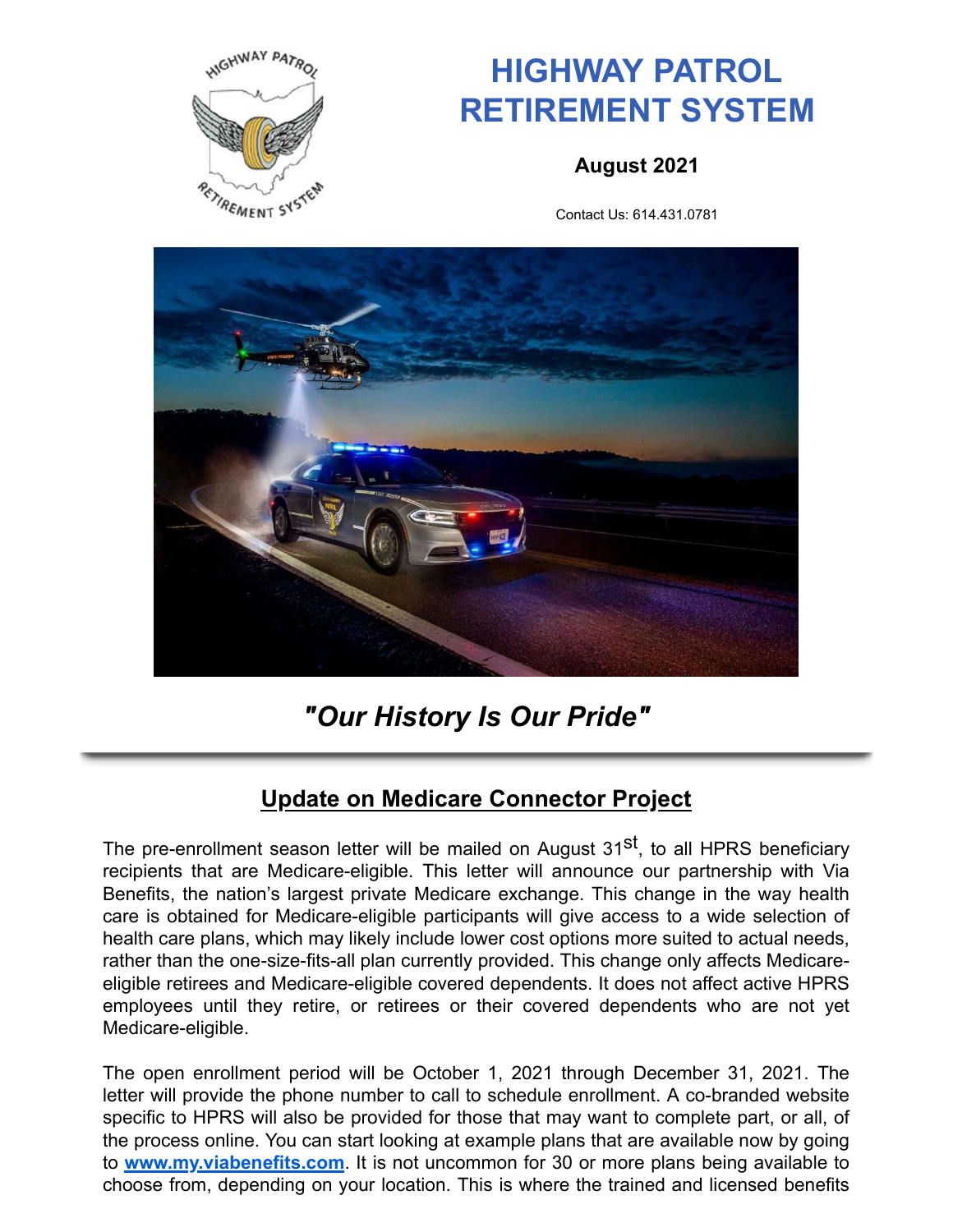# HIGHWAY PATROL RETIREMENT SYSTEM

**August 2021**

Contact Us: 614.431.0781

*"Our History Is Our Pride"*

## Update on Medicare Connector Project

The pre-enrollment season letter will be mailed on August 31st, to all HPRS beneficiary recipients that are Medicare-eligible. This letter will announce our partnership with Via Benefits, the nation's largest private Medicare exchange. This change in the way health care is obtained for Medicare-eligible participants will give access to a wide selection of health care plans, which may likely include lower cost options more suited to actual needs, rather than the one-size-fits-all plan currently provided. This change only affects Medicare-eligible retirees and Medicare-eligible covered dependents. It does not affect active HPRS employees until they retire, or retirees or their covered dependents who are not yet Medicare-eligible.

The open enrollment period will be October 1, 2021 through December 31, 2021. The letter will provide the phone number to call to schedule enrollment. A co-branded website specific to HPRS will also be provided for those that may want to complete part, or all, of the process online. You can start looking at example plans that are available now by going to **www.my.viabenefits.com**. It is not uncommon for 30 or more plans being available to choose from, depending on your location. This is where the trained and licensed benefits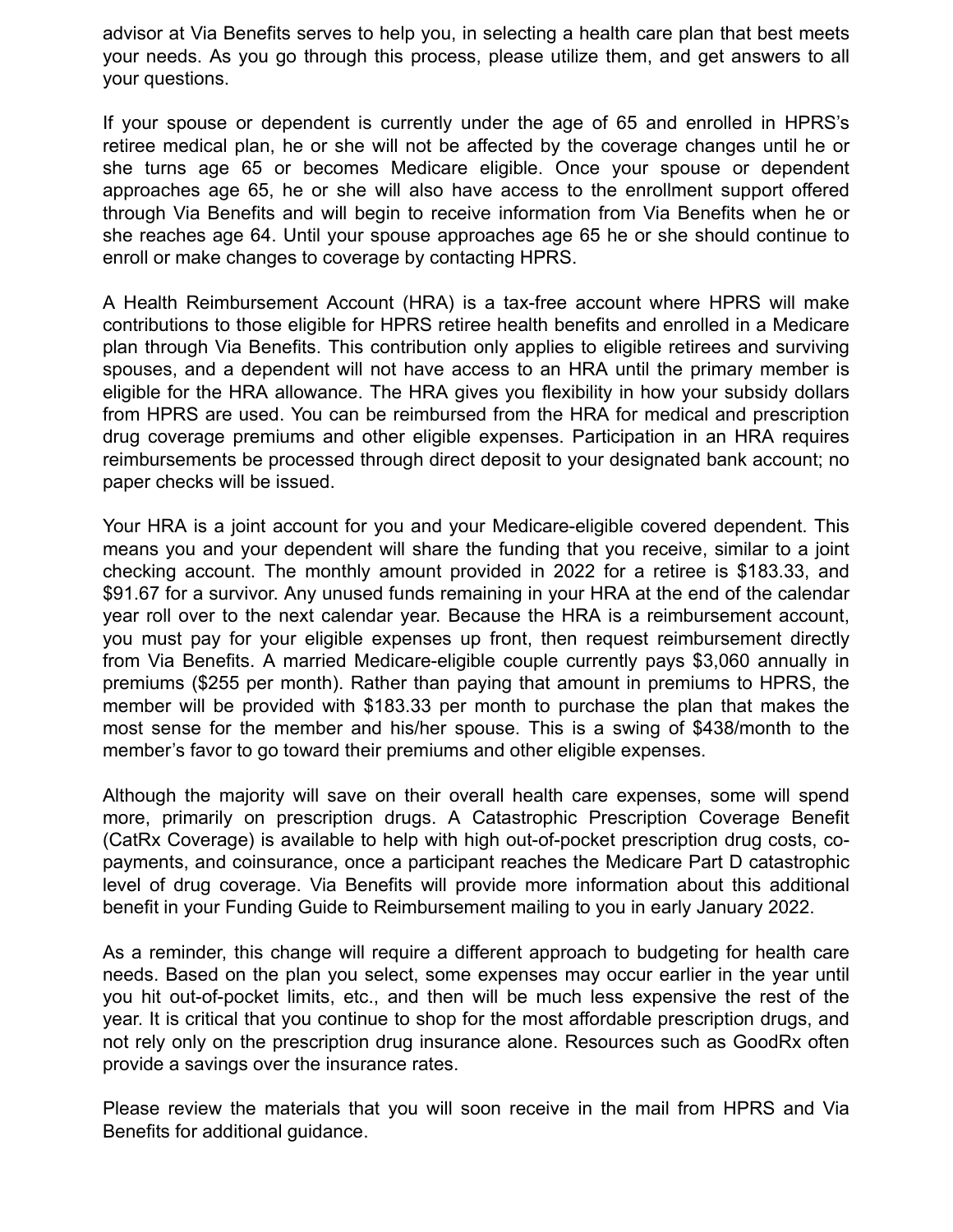advisor at Via Benefits serves to help you, in selecting a health care plan that best meets your needs. As you go through this process, please utilize them, and get answers to all your questions.

If your spouse or dependent is currently under the age of 65 and enrolled in HPRS's retiree medical plan, he or she will not be affected by the coverage changes until he or she turns age 65 or becomes Medicare eligible. Once your spouse or dependent approaches age 65, he or she will also have access to the enrollment support offered through Via Benefits and will begin to receive information from Via Benefits when he or she reaches age 64. Until your spouse approaches age 65 he or she should continue to enroll or make changes to coverage by contacting HPRS.

A Health Reimbursement Account (HRA) is a tax-free account where HPRS will make contributions to those eligible for HPRS retiree health benefits and enrolled in a Medicare plan through Via Benefits. This contribution only applies to eligible retirees and surviving spouses, and a dependent will not have access to an HRA until the primary member is eligible for the HRA allowance. The HRA gives you flexibility in how your subsidy dollars from HPRS are used. You can be reimbursed from the HRA for medical and prescription drug coverage premiums and other eligible expenses. Participation in an HRA requires reimbursements be processed through direct deposit to your designated bank account; no paper checks will be issued.

Your HRA is a joint account for you and your Medicare-eligible covered dependent. This means you and your dependent will share the funding that you receive, similar to a joint checking account. The monthly amount provided in 2022 for a retiree is $183.33, and $91.67 for a survivor. Any unused funds remaining in your HRA at the end of the calendar year roll over to the next calendar year. Because the HRA is a reimbursement account, you must pay for your eligible expenses up front, then request reimbursement directly from Via Benefits. A married Medicare-eligible couple currently pays $3,060 annually in premiums ($255 per month). Rather than paying that amount in premiums to HPRS, the member will be provided with $183.33 per month to purchase the plan that makes the most sense for the member and his/her spouse. This is a swing of $438/month to the member's favor to go toward their premiums and other eligible expenses.

Although the majority will save on their overall health care expenses, some will spend more, primarily on prescription drugs. A Catastrophic Prescription Coverage Benefit (CatRx Coverage) is available to help with high out-of-pocket prescription drug costs, co-payments, and coinsurance, once a participant reaches the Medicare Part D catastrophic level of drug coverage. Via Benefits will provide more information about this additional benefit in your Funding Guide to Reimbursement mailing to you in early January 2022.

As a reminder, this change will require a different approach to budgeting for health care needs. Based on the plan you select, some expenses may occur earlier in the year until you hit out-of-pocket limits, etc., and then will be much less expensive the rest of the year. It is critical that you continue to shop for the most affordable prescription drugs, and not rely only on the prescription drug insurance alone. Resources such as GoodRx often provide a savings over the insurance rates.

Please review the materials that you will soon receive in the mail from HPRS and Via Benefits for additional guidance.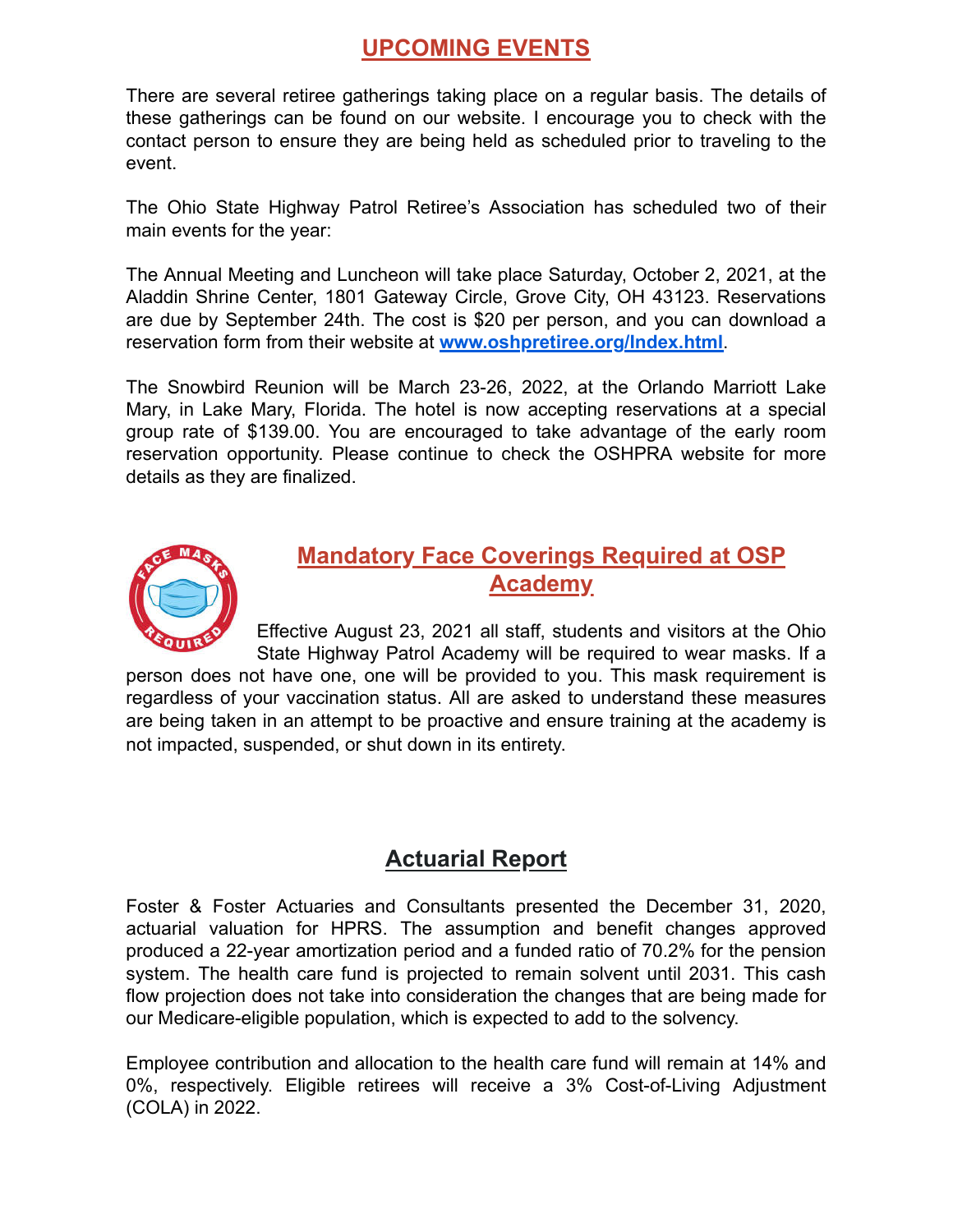## UPCOMING EVENTS

There are several retiree gatherings taking place on a regular basis. The details of these gatherings can be found on our website. I encourage you to check with the contact person to ensure they are being held as scheduled prior to traveling to the event.

The Ohio State Highway Patrol Retiree's Association has scheduled two of their main events for the year:

The Annual Meeting and Luncheon will take place Saturday, October 2, 2021, at the Aladdin Shrine Center, 1801 Gateway Circle, Grove City, OH 43123. Reservations are due by September 24th. The cost is $20 per person, and you can download a reservation form from their website at **www.oshpretiree.org/Index.html**.

The Snowbird Reunion will be March 23-26, 2022, at the Orlando Marriott Lake Mary, in Lake Mary, Florida. The hotel is now accepting reservations at a special group rate of $139.00. You are encouraged to take advantage of the early room reservation opportunity. Please continue to check the OSHPRA website for more details as they are finalized.

## Mandatory Face Coverings Required at OSP Academy

Effective August 23, 2021 all staff, students and visitors at the Ohio State Highway Patrol Academy will be required to wear masks. If a person does not have one, one will be provided to you. This mask requirement is regardless of your vaccination status. All are asked to understand these measures are being taken in an attempt to be proactive and ensure training at the academy is not impacted, suspended, or shut down in its entirety.

## Actuarial Report

Foster & Foster Actuaries and Consultants presented the December 31, 2020, actuarial valuation for HPRS. The assumption and benefit changes approved produced a 22-year amortization period and a funded ratio of 70.2% for the pension system. The health care fund is projected to remain solvent until 2031. This cash flow projection does not take into consideration the changes that are being made for our Medicare-eligible population, which is expected to add to the solvency.

Employee contribution and allocation to the health care fund will remain at 14% and 0%, respectively. Eligible retirees will receive a 3% Cost-of-Living Adjustment (COLA) in 2022.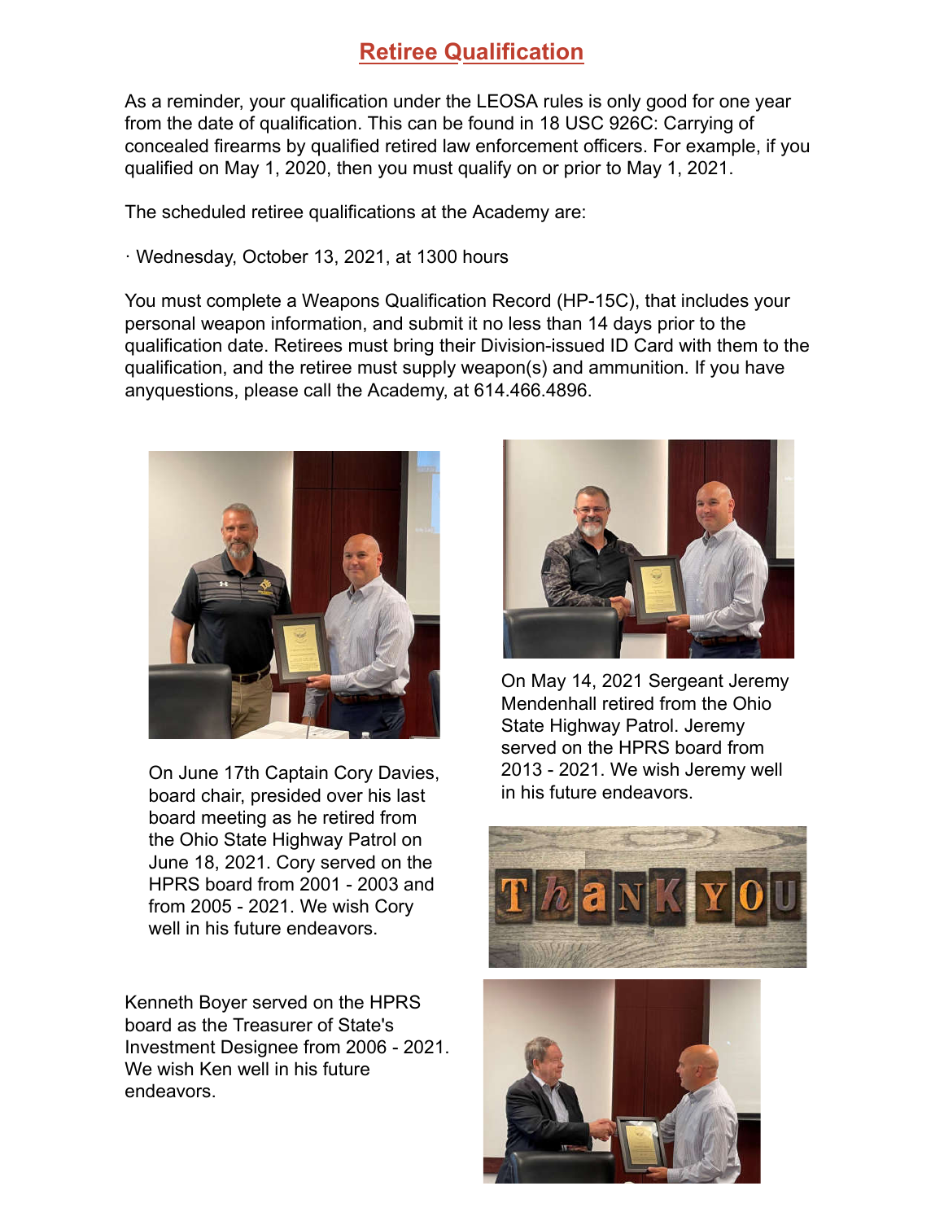## Retiree Qualification

As a reminder, your qualification under the LEOSA rules is only good for one year from the date of qualification. This can be found in 18 USC 926C: Carrying of concealed firearms by qualified retired law enforcement officers. For example, if you qualified on May 1, 2020, then you must qualify on or prior to May 1, 2021.

The scheduled retiree qualifications at the Academy are:

· Wednesday, October 13, 2021, at 1300 hours

You must complete a Weapons Qualification Record (HP-15C), that includes your personal weapon information, and submit it no less than 14 days prior to the qualification date. Retirees must bring their Division-issued ID Card with them to the qualification, and the retiree must supply weapon(s) and ammunition. If you have anyquestions, please call the Academy, at 614.466.4896.

On June 17th Captain Cory Davies, board chair, presided over his last board meeting as he retired from the Ohio State Highway Patrol on June 18, 2021. Cory served on the HPRS board from 2001 - 2003 and from 2005 - 2021. We wish Cory well in his future endeavors.

On May 14, 2021 Sergeant Jeremy Mendenhall retired from the Ohio State Highway Patrol. Jeremy served on the HPRS board from 2013 - 2021. We wish Jeremy well in his future endeavors.

Kenneth Boyer served on the HPRS board as the Treasurer of State's Investment Designee from 2006 - 2021. We wish Ken well in his future endeavors.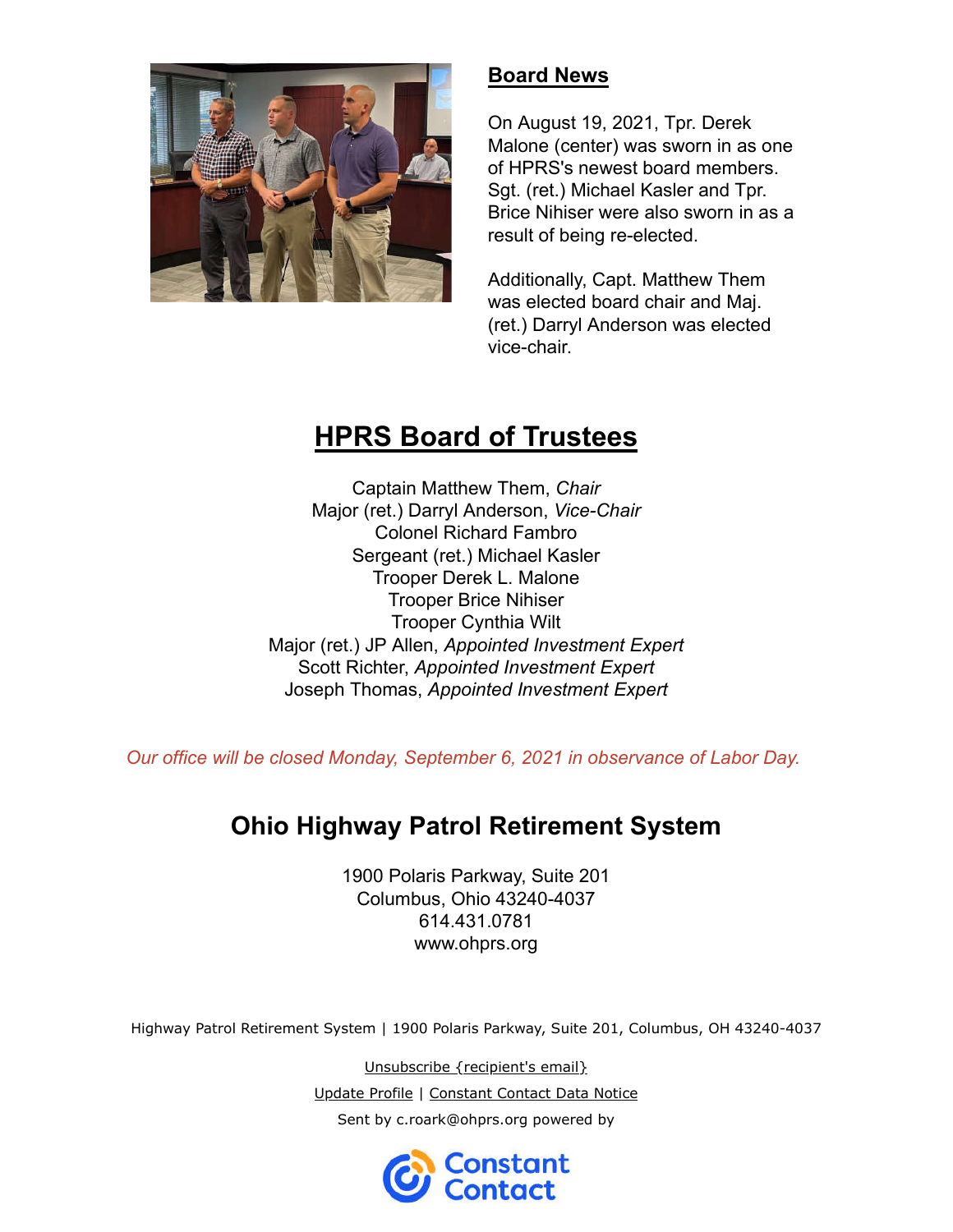## Board News

On August 19, 2021, Tpr. Derek Malone (center) was sworn in as one of HPRS's newest board members. Sgt. (ret.) Michael Kasler and Tpr. Brice Nihiser were also sworn in as a result of being re-elected.

Additionally, Capt. Matthew Them was elected board chair and Maj. (ret.) Darryl Anderson was elected vice-chair.

# HPRS Board of Trustees

Captain Matthew Them, *Chair*
Major (ret.) Darryl Anderson, *Vice-Chair*
Colonel Richard Fambro
Sergeant (ret.) Michael Kasler
Trooper Derek L. Malone
Trooper Brice Nihiser
Trooper Cynthia Wilt
Major (ret.) JP Allen, *Appointed Investment Expert*
Scott Richter, *Appointed Investment Expert*
Joseph Thomas, *Appointed Investment Expert*

*Our office will be closed Monday, September 6, 2021 in observance of Labor Day.*

## Ohio Highway Patrol Retirement System

1900 Polaris Parkway, Suite 201
Columbus, Ohio 43240-4037
614.431.0781
www.ohprs.org

Highway Patrol Retirement System | 1900 Polaris Parkway, Suite 201, Columbus, OH 43240-4037

Unsubscribe {recipient's email}

Update Profile | Constant Contact Data Notice

Sent by c.roark@ohprs.org powered by

Constant Contact